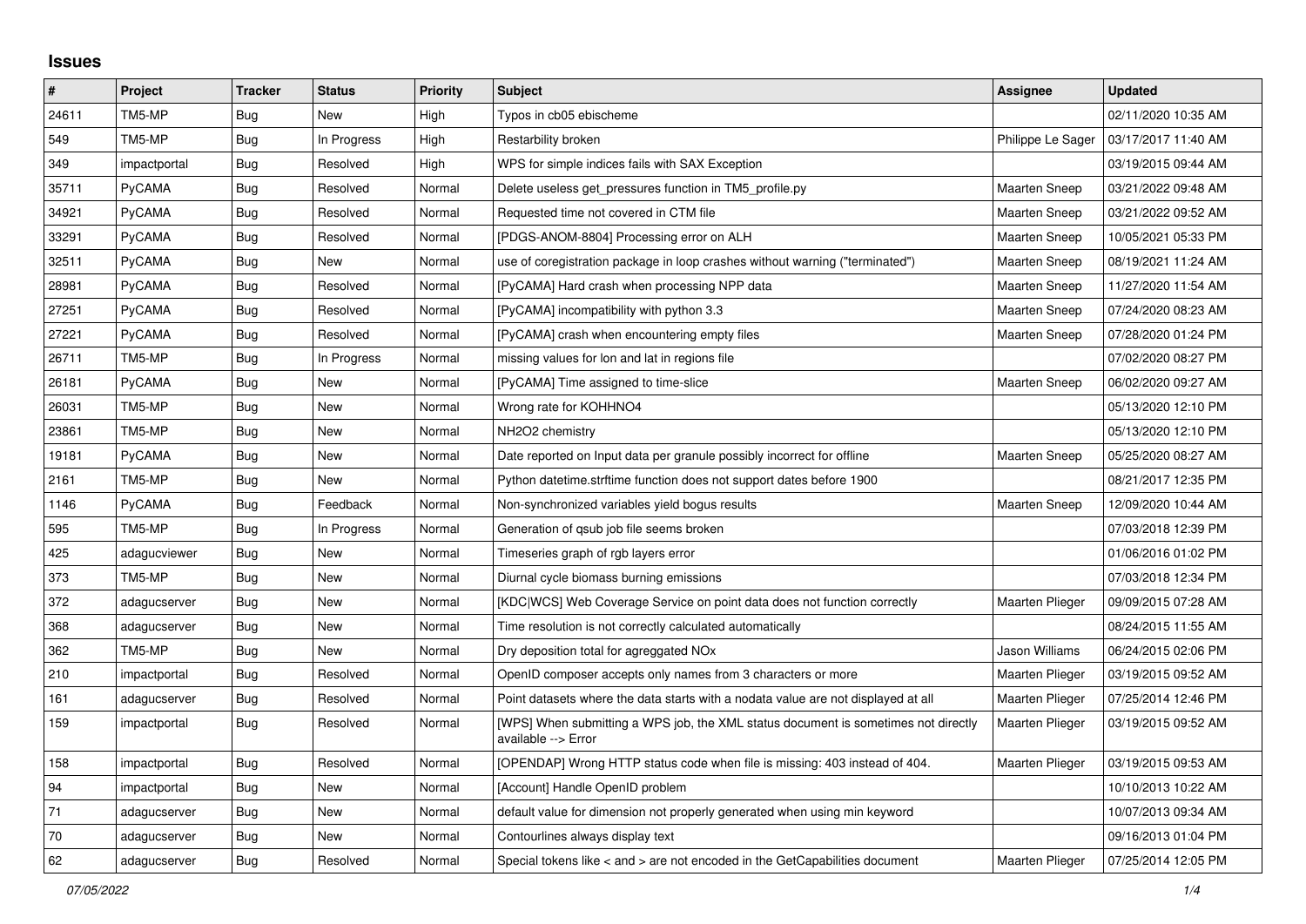## Issues

| # | Project | Tracker | Status | Priority | Subject | Assignee | Updated |
|---|---|---|---|---|---|---|---|
| 24611 | TM5-MP | Bug | New | High | Typos in cb05 ebischeme | | 02/11/2020 10:35 AM |
| 549 | TM5-MP | Bug | In Progress | High | Restarbility broken | Philippe Le Sager | 03/17/2017 11:40 AM |
| 349 | impactportal | Bug | Resolved | High | WPS for simple indices fails with SAX Exception | | 03/19/2015 09:44 AM |
| 35711 | PyCAMA | Bug | Resolved | Normal | Delete useless get_pressures function in TM5_profile.py | Maarten Sneep | 03/21/2022 09:48 AM |
| 34921 | PyCAMA | Bug | Resolved | Normal | Requested time not covered in CTM file | Maarten Sneep | 03/21/2022 09:52 AM |
| 33291 | PyCAMA | Bug | Resolved | Normal | [PDGS-ANOM-8804] Processing error on ALH | Maarten Sneep | 10/05/2021 05:33 PM |
| 32511 | PyCAMA | Bug | New | Normal | use of coregistration package in loop crashes without warning ("terminated") | Maarten Sneep | 08/19/2021 11:24 AM |
| 28981 | PyCAMA | Bug | Resolved | Normal | [PyCAMA] Hard crash when processing NPP data | Maarten Sneep | 11/27/2020 11:54 AM |
| 27251 | PyCAMA | Bug | Resolved | Normal | [PyCAMA] incompatibility with python 3.3 | Maarten Sneep | 07/24/2020 08:23 AM |
| 27221 | PyCAMA | Bug | Resolved | Normal | [PyCAMA] crash when encountering empty files | Maarten Sneep | 07/28/2020 01:24 PM |
| 26711 | TM5-MP | Bug | In Progress | Normal | missing values for lon and lat in regions file | | 07/02/2020 08:27 PM |
| 26181 | PyCAMA | Bug | New | Normal | [PyCAMA] Time assigned to time-slice | Maarten Sneep | 06/02/2020 09:27 AM |
| 26031 | TM5-MP | Bug | New | Normal | Wrong rate for KOHHNO4 | | 05/13/2020 12:10 PM |
| 23861 | TM5-MP | Bug | New | Normal | NH2O2 chemistry | | 05/13/2020 12:10 PM |
| 19181 | PyCAMA | Bug | New | Normal | Date reported on Input data per granule possibly incorrect for offline | Maarten Sneep | 05/25/2020 08:27 AM |
| 2161 | TM5-MP | Bug | New | Normal | Python datetime.strftime function does not support dates before 1900 | | 08/21/2017 12:35 PM |
| 1146 | PyCAMA | Bug | Feedback | Normal | Non-synchronized variables yield bogus results | Maarten Sneep | 12/09/2020 10:44 AM |
| 595 | TM5-MP | Bug | In Progress | Normal | Generation of qsub job file seems broken | | 07/03/2018 12:39 PM |
| 425 | adagucviewer | Bug | New | Normal | Timeseries graph of rgb layers error | | 01/06/2016 01:02 PM |
| 373 | TM5-MP | Bug | New | Normal | Diurnal cycle biomass burning emissions | | 07/03/2018 12:34 PM |
| 372 | adagucserver | Bug | New | Normal | [KDC\|WCS] Web Coverage Service on point data does not function correctly | Maarten Plieger | 09/09/2015 07:28 AM |
| 368 | adagucserver | Bug | New | Normal | Time resolution is not correctly calculated automatically | | 08/24/2015 11:55 AM |
| 362 | TM5-MP | Bug | New | Normal | Dry deposition total for agreggated NOx | Jason Williams | 06/24/2015 02:06 PM |
| 210 | impactportal | Bug | Resolved | Normal | OpenID composer accepts only names from 3 characters or more | Maarten Plieger | 03/19/2015 09:52 AM |
| 161 | adagucserver | Bug | Resolved | Normal | Point datasets where the data starts with a nodata value are not displayed at all | Maarten Plieger | 07/25/2014 12:46 PM |
| 159 | impactportal | Bug | Resolved | Normal | [WPS] When submitting a WPS job, the XML status document is sometimes not directly available --> Error | Maarten Plieger | 03/19/2015 09:52 AM |
| 158 | impactportal | Bug | Resolved | Normal | [OPENDAP] Wrong HTTP status code when file is missing: 403 instead of 404. | Maarten Plieger | 03/19/2015 09:53 AM |
| 94 | impactportal | Bug | New | Normal | [Account] Handle OpenID problem | | 10/10/2013 10:22 AM |
| 71 | adagucserver | Bug | New | Normal | default value for dimension not properly generated when using min keyword | | 10/07/2013 09:34 AM |
| 70 | adagucserver | Bug | New | Normal | Contourlines always display text | | 09/16/2013 01:04 PM |
| 62 | adagucserver | Bug | Resolved | Normal | Special tokens like < and > are not encoded in the GetCapabilities document | Maarten Plieger | 07/25/2014 12:05 PM |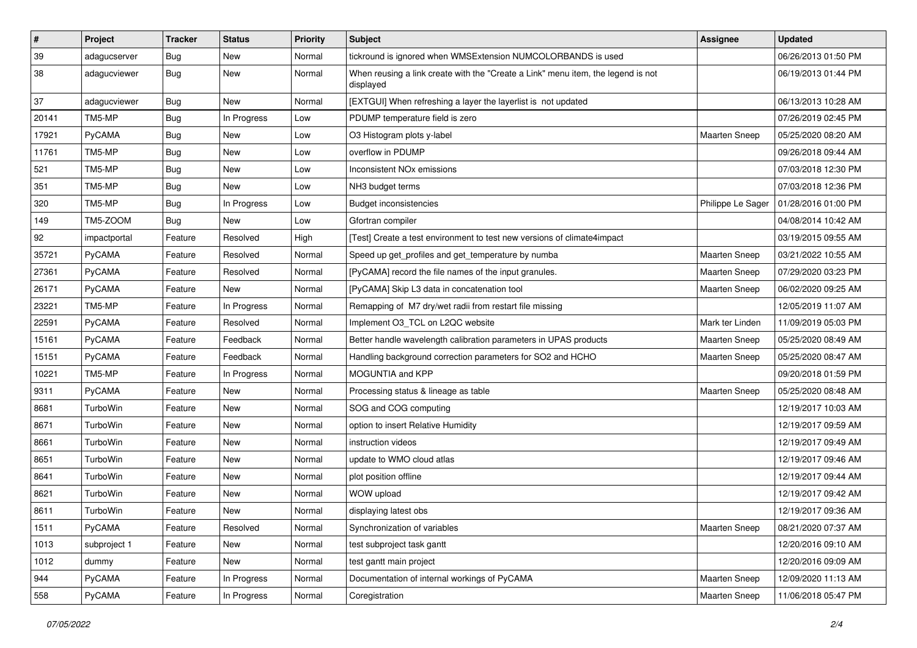| # | Project | Tracker | Status | Priority | Subject | Assignee | Updated |
|---|---|---|---|---|---|---|---|
| 39 | adagucserver | Bug | New | Normal | tickround is ignored when WMSExtension NUMCOLORBANDS is used | | 06/26/2013 01:50 PM |
| 38 | adagucviewer | Bug | New | Normal | When reusing a link create with the "Create a Link" menu item, the legend is not displayed | | 06/19/2013 01:44 PM |
| 37 | adagucviewer | Bug | New | Normal | [EXTGUI] When refreshing a layer the layerlist is not updated | | 06/13/2013 10:28 AM |
| 20141 | TM5-MP | Bug | In Progress | Low | PDUMP temperature field is zero | | 07/26/2019 02:45 PM |
| 17921 | PyCAMA | Bug | New | Low | O3 Histogram plots y-label | Maarten Sneep | 05/25/2020 08:20 AM |
| 11761 | TM5-MP | Bug | New | Low | overflow in PDUMP | | 09/26/2018 09:44 AM |
| 521 | TM5-MP | Bug | New | Low | Inconsistent NOx emissions | | 07/03/2018 12:30 PM |
| 351 | TM5-MP | Bug | New | Low | NH3 budget terms | | 07/03/2018 12:36 PM |
| 320 | TM5-MP | Bug | In Progress | Low | Budget inconsistencies | Philippe Le Sager | 01/28/2016 01:00 PM |
| 149 | TM5-ZOOM | Bug | New | Low | Gfortran compiler | | 04/08/2014 10:42 AM |
| 92 | impactportal | Feature | Resolved | High | [Test] Create a test environment to test new versions of climate4impact | | 03/19/2015 09:55 AM |
| 35721 | PyCAMA | Feature | Resolved | Normal | Speed up get_profiles and get_temperature by numba | Maarten Sneep | 03/21/2022 10:55 AM |
| 27361 | PyCAMA | Feature | Resolved | Normal | [PyCAMA] record the file names of the input granules. | Maarten Sneep | 07/29/2020 03:23 PM |
| 26171 | PyCAMA | Feature | New | Normal | [PyCAMA] Skip L3 data in concatenation tool | Maarten Sneep | 06/02/2020 09:25 AM |
| 23221 | TM5-MP | Feature | In Progress | Normal | Remapping of M7 dry/wet radii from restart file missing | | 12/05/2019 11:07 AM |
| 22591 | PyCAMA | Feature | Resolved | Normal | Implement O3_TCL on L2QC website | Mark ter Linden | 11/09/2019 05:03 PM |
| 15161 | PyCAMA | Feature | Feedback | Normal | Better handle wavelength calibration parameters in UPAS products | Maarten Sneep | 05/25/2020 08:49 AM |
| 15151 | PyCAMA | Feature | Feedback | Normal | Handling background correction parameters for SO2 and HCHO | Maarten Sneep | 05/25/2020 08:47 AM |
| 10221 | TM5-MP | Feature | In Progress | Normal | MOGUNTIA and KPP | | 09/20/2018 01:59 PM |
| 9311 | PyCAMA | Feature | New | Normal | Processing status & lineage as table | Maarten Sneep | 05/25/2020 08:48 AM |
| 8681 | TurboWin | Feature | New | Normal | SOG and COG computing | | 12/19/2017 10:03 AM |
| 8671 | TurboWin | Feature | New | Normal | option to insert Relative Humidity | | 12/19/2017 09:59 AM |
| 8661 | TurboWin | Feature | New | Normal | instruction videos | | 12/19/2017 09:49 AM |
| 8651 | TurboWin | Feature | New | Normal | update to WMO cloud atlas | | 12/19/2017 09:46 AM |
| 8641 | TurboWin | Feature | New | Normal | plot position offline | | 12/19/2017 09:44 AM |
| 8621 | TurboWin | Feature | New | Normal | WOW upload | | 12/19/2017 09:42 AM |
| 8611 | TurboWin | Feature | New | Normal | displaying latest obs | | 12/19/2017 09:36 AM |
| 1511 | PyCAMA | Feature | Resolved | Normal | Synchronization of variables | Maarten Sneep | 08/21/2020 07:37 AM |
| 1013 | subproject 1 | Feature | New | Normal | test subproject task gantt | | 12/20/2016 09:10 AM |
| 1012 | dummy | Feature | New | Normal | test gantt main project | | 12/20/2016 09:09 AM |
| 944 | PyCAMA | Feature | In Progress | Normal | Documentation of internal workings of PyCAMA | Maarten Sneep | 12/09/2020 11:13 AM |
| 558 | PyCAMA | Feature | In Progress | Normal | Coregistration | Maarten Sneep | 11/06/2018 05:47 PM |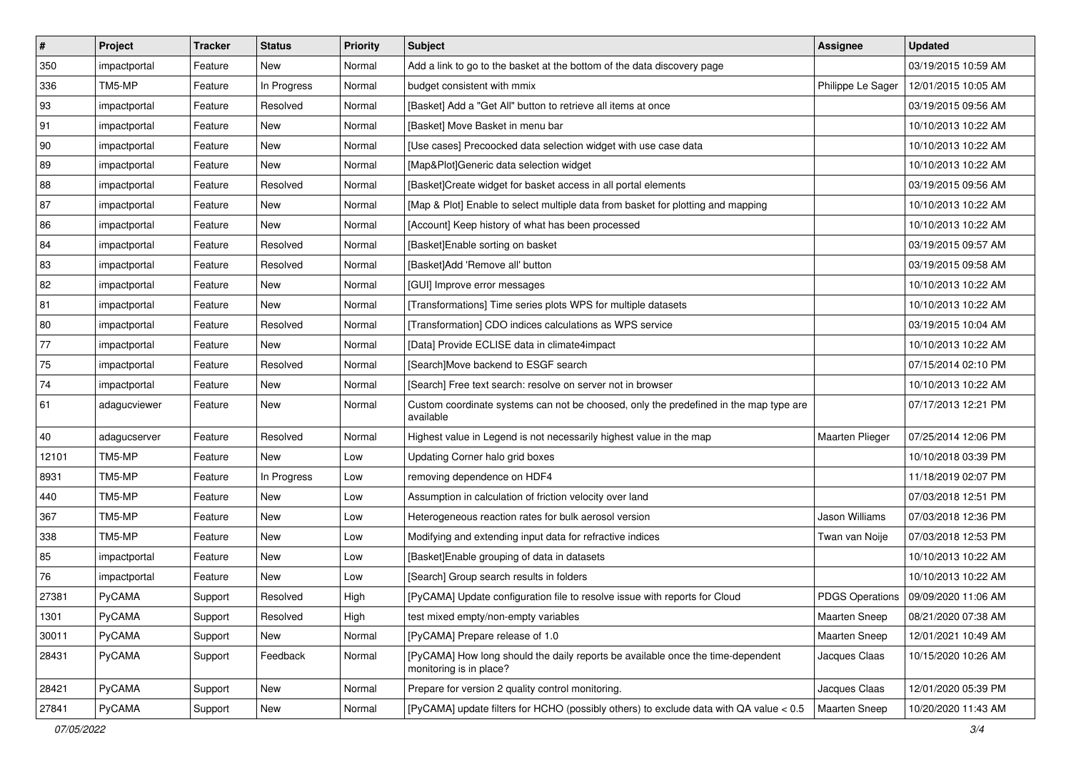| # | Project | Tracker | Status | Priority | Subject | Assignee | Updated |
|---|---|---|---|---|---|---|---|
| 350 | impactportal | Feature | New | Normal | Add a link to go to the basket at the bottom of the data discovery page | | 03/19/2015 10:59 AM |
| 336 | TM5-MP | Feature | In Progress | Normal | budget consistent with mmix | Philippe Le Sager | 12/01/2015 10:05 AM |
| 93 | impactportal | Feature | Resolved | Normal | [Basket] Add a "Get All" button to retrieve all items at once | | 03/19/2015 09:56 AM |
| 91 | impactportal | Feature | New | Normal | [Basket] Move Basket in menu bar | | 10/10/2013 10:22 AM |
| 90 | impactportal | Feature | New | Normal | [Use cases] Precoocked data selection widget with use case data | | 10/10/2013 10:22 AM |
| 89 | impactportal | Feature | New | Normal | [Map&Plot]Generic data selection widget | | 10/10/2013 10:22 AM |
| 88 | impactportal | Feature | Resolved | Normal | [Basket]Create widget for basket access in all portal elements | | 03/19/2015 09:56 AM |
| 87 | impactportal | Feature | New | Normal | [Map & Plot] Enable to select multiple data from basket for plotting and mapping | | 10/10/2013 10:22 AM |
| 86 | impactportal | Feature | New | Normal | [Account] Keep history of what has been processed | | 10/10/2013 10:22 AM |
| 84 | impactportal | Feature | Resolved | Normal | [Basket]Enable sorting on basket | | 03/19/2015 09:57 AM |
| 83 | impactportal | Feature | Resolved | Normal | [Basket]Add 'Remove all' button | | 03/19/2015 09:58 AM |
| 82 | impactportal | Feature | New | Normal | [GUI] Improve error messages | | 10/10/2013 10:22 AM |
| 81 | impactportal | Feature | New | Normal | [Transformations] Time series plots WPS for multiple datasets | | 10/10/2013 10:22 AM |
| 80 | impactportal | Feature | Resolved | Normal | [Transformation] CDO indices calculations as WPS service | | 03/19/2015 10:04 AM |
| 77 | impactportal | Feature | New | Normal | [Data] Provide ECLISE data in climate4impact | | 10/10/2013 10:22 AM |
| 75 | impactportal | Feature | Resolved | Normal | [Search]Move backend to ESGF search | | 07/15/2014 02:10 PM |
| 74 | impactportal | Feature | New | Normal | [Search] Free text search: resolve on server not in browser | | 10/10/2013 10:22 AM |
| 61 | adagucviewer | Feature | New | Normal | Custom coordinate systems can not be choosed, only the predefined in the map type are available | | 07/17/2013 12:21 PM |
| 40 | adagucserver | Feature | Resolved | Normal | Highest value in Legend is not necessarily highest value in the map | Maarten Plieger | 07/25/2014 12:06 PM |
| 12101 | TM5-MP | Feature | New | Low | Updating Corner halo grid boxes | | 10/10/2018 03:39 PM |
| 8931 | TM5-MP | Feature | In Progress | Low | removing dependence on HDF4 | | 11/18/2019 02:07 PM |
| 440 | TM5-MP | Feature | New | Low | Assumption in calculation of friction velocity over land | | 07/03/2018 12:51 PM |
| 367 | TM5-MP | Feature | New | Low | Heterogeneous reaction rates for bulk aerosol version | Jason Williams | 07/03/2018 12:36 PM |
| 338 | TM5-MP | Feature | New | Low | Modifying and extending input data for refractive indices | Twan van Noije | 07/03/2018 12:53 PM |
| 85 | impactportal | Feature | New | Low | [Basket]Enable grouping of data in datasets | | 10/10/2013 10:22 AM |
| 76 | impactportal | Feature | New | Low | [Search] Group search results in folders | | 10/10/2013 10:22 AM |
| 27381 | PyCAMA | Support | Resolved | High | [PyCAMA] Update configuration file to resolve issue with reports for Cloud | PDGS Operations | 09/09/2020 11:06 AM |
| 1301 | PyCAMA | Support | Resolved | High | test mixed empty/non-empty variables | Maarten Sneep | 08/21/2020 07:38 AM |
| 30011 | PyCAMA | Support | New | Normal | [PyCAMA] Prepare release of 1.0 | Maarten Sneep | 12/01/2021 10:49 AM |
| 28431 | PyCAMA | Support | Feedback | Normal | [PyCAMA] How long should the daily reports be available once the time-dependent monitoring is in place? | Jacques Claas | 10/15/2020 10:26 AM |
| 28421 | PyCAMA | Support | New | Normal | Prepare for version 2 quality control monitoring. | Jacques Claas | 12/01/2020 05:39 PM |
| 27841 | PyCAMA | Support | New | Normal | [PyCAMA] update filters for HCHO (possibly others) to exclude data with QA value < 0.5 | Maarten Sneep | 10/20/2020 11:43 AM |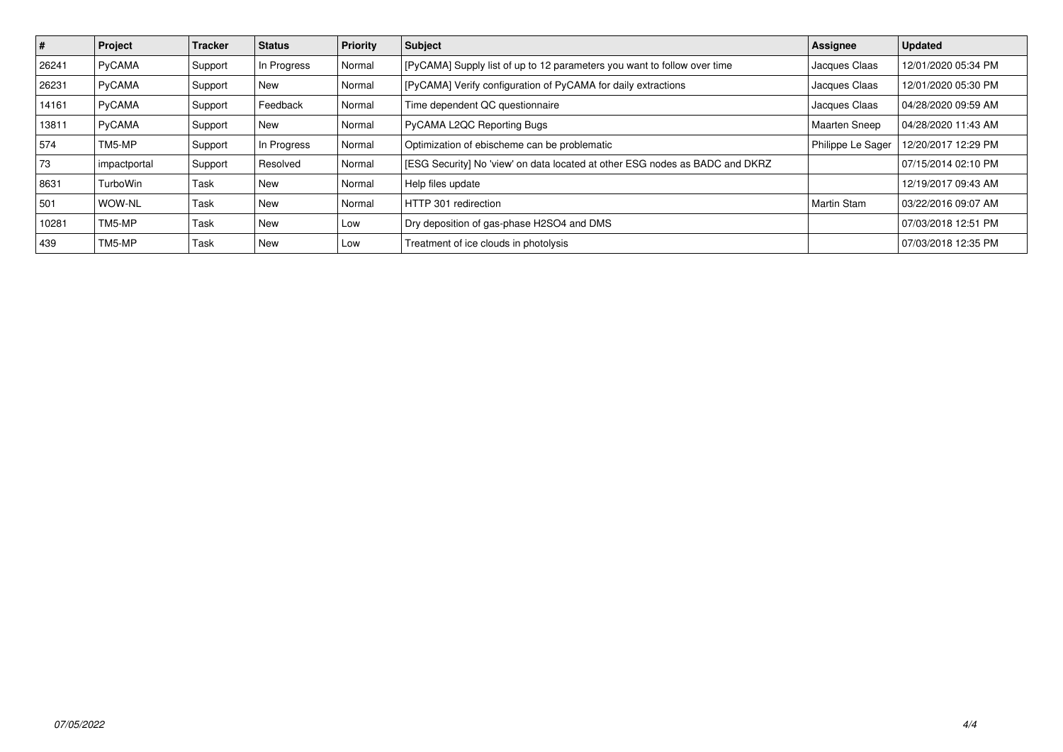| # | Project | Tracker | Status | Priority | Subject | Assignee | Updated |
|---|---|---|---|---|---|---|---|
| 26241 | PyCAMA | Support | In Progress | Normal | [PyCAMA] Supply list of up to 12 parameters you want to follow over time | Jacques Claas | 12/01/2020 05:34 PM |
| 26231 | PyCAMA | Support | New | Normal | [PyCAMA] Verify configuration of PyCAMA for daily extractions | Jacques Claas | 12/01/2020 05:30 PM |
| 14161 | PyCAMA | Support | Feedback | Normal | Time dependent QC questionnaire | Jacques Claas | 04/28/2020 09:59 AM |
| 13811 | PyCAMA | Support | New | Normal | PyCAMA L2QC Reporting Bugs | Maarten Sneep | 04/28/2020 11:43 AM |
| 574 | TM5-MP | Support | In Progress | Normal | Optimization of ebischeme can be problematic | Philippe Le Sager | 12/20/2017 12:29 PM |
| 73 | impactportal | Support | Resolved | Normal | [ESG Security] No 'view' on data located at other ESG nodes as BADC and DKRZ | | 07/15/2014 02:10 PM |
| 8631 | TurboWin | Task | New | Normal | Help files update | | 12/19/2017 09:43 AM |
| 501 | WOW-NL | Task | New | Normal | HTTP 301 redirection | Martin Stam | 03/22/2016 09:07 AM |
| 10281 | TM5-MP | Task | New | Low | Dry deposition of gas-phase $H_2SO_4$ and DMS | | 07/03/2018 12:51 PM |
| 439 | TM5-MP | Task | New | Low | Treatment of ice clouds in photolysis | | 07/03/2018 12:35 PM |